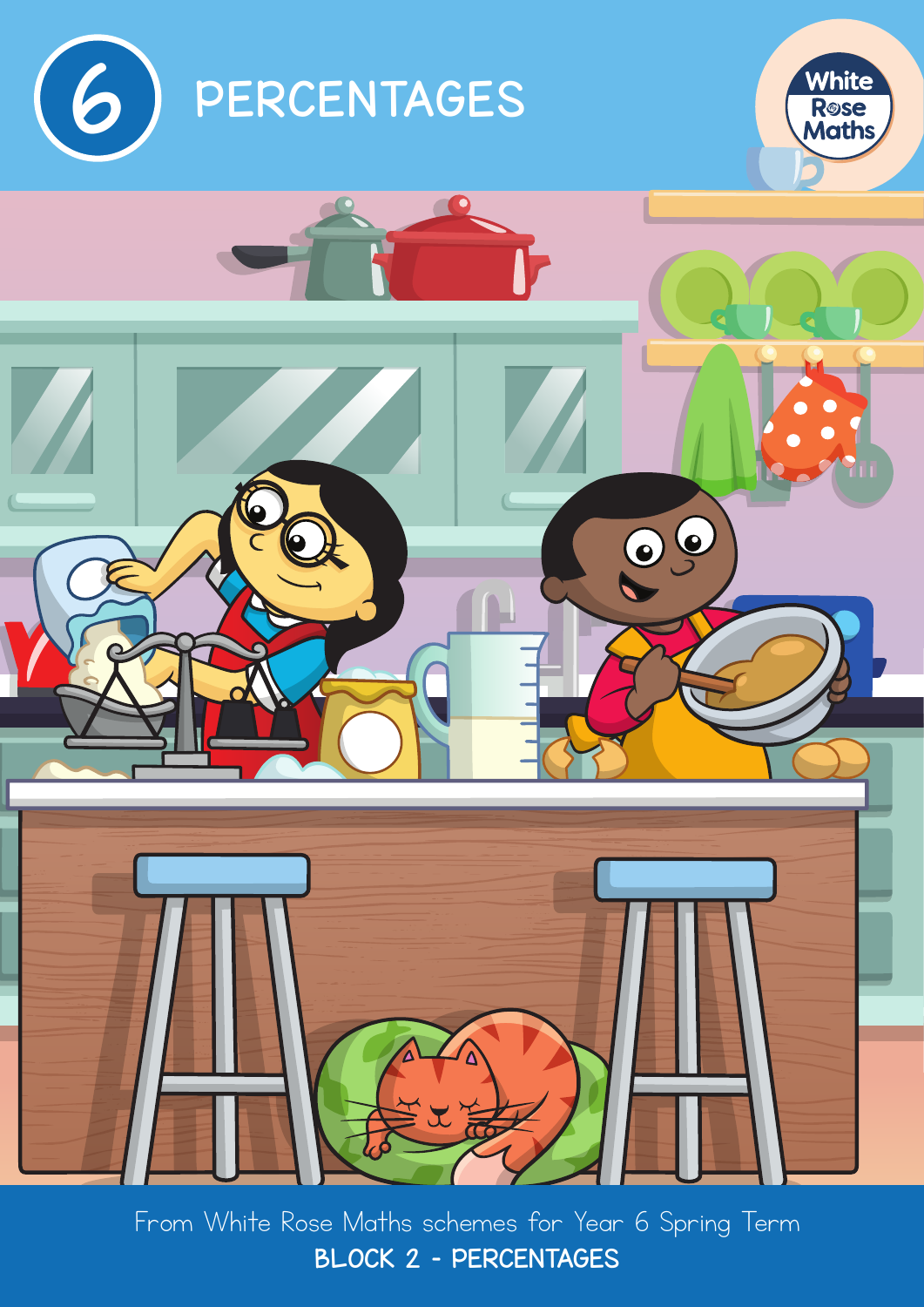# 6 PERCENTAGES

White Rose Maths

From White Rose Maths schemes for Year 6 Spring Term

**BLOCK 2 - PERCENTAGES**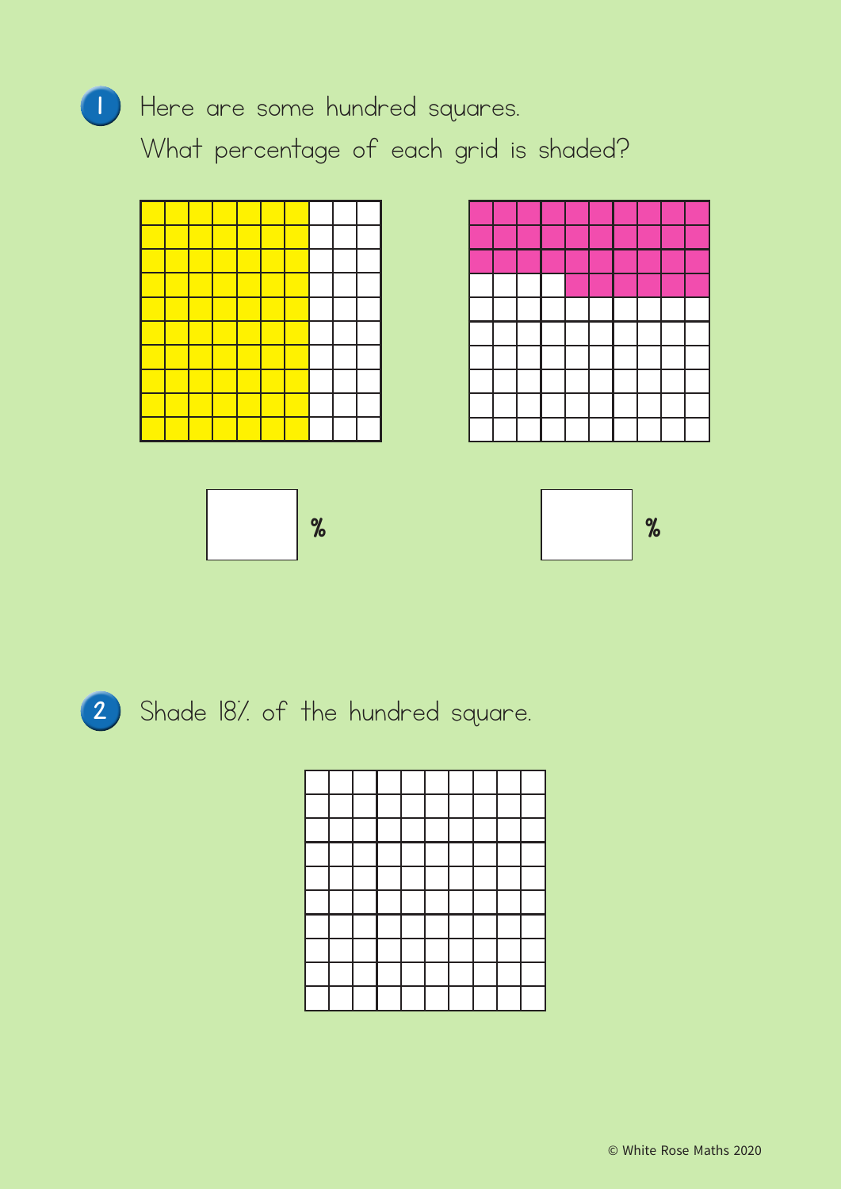1. Here are some hundred squares.

   What percentage of each grid is shaded?

   ☐ %　　　　☐ %

2. Shade 18% of the hundred square.

© White Rose Maths 2020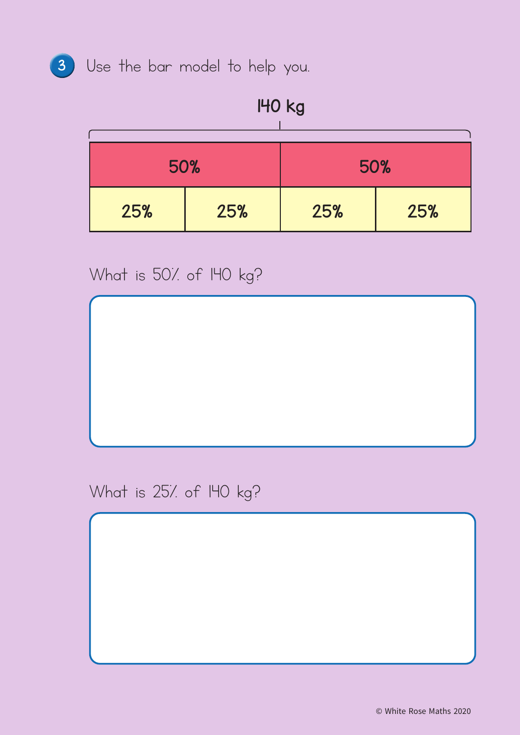**3** Use the bar model to help you.

**140 kg**

| 50% | | 50% | |
|---|---|---|---|
| 25% | 25% | 25% | 25% |

What is 50% of 140 kg?

What is 25% of 140 kg?

© White Rose Maths 2020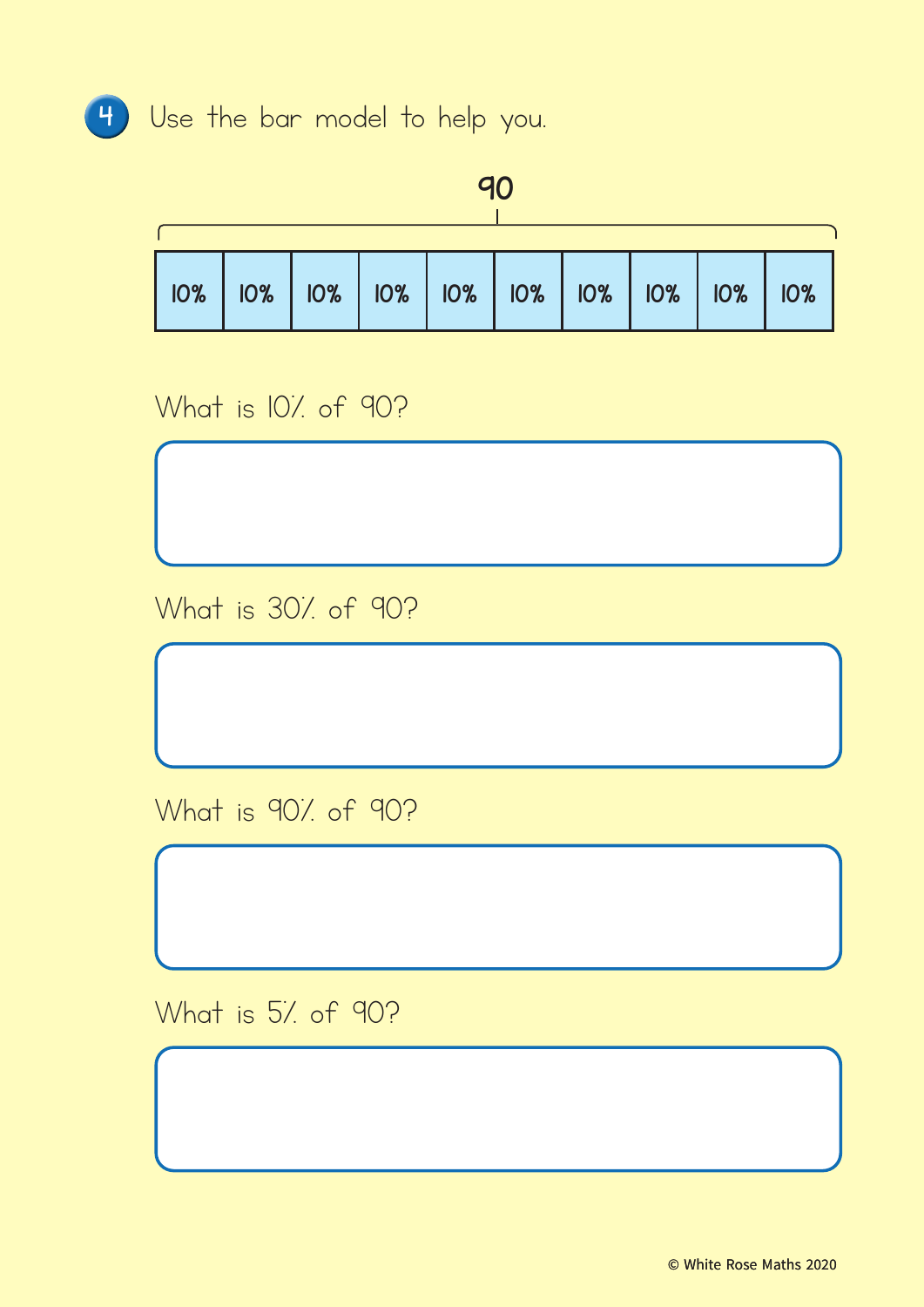4. Use the bar model to help you.

90

| 10% | 10% | 10% | 10% | 10% | 10% | 10% | 10% | 10% | 10% |
|---|---|---|---|---|---|---|---|---|---|

What is 10% of 90?

What is 30% of 90?

What is 90% of 90?

What is 5% of 90?

© White Rose Maths 2020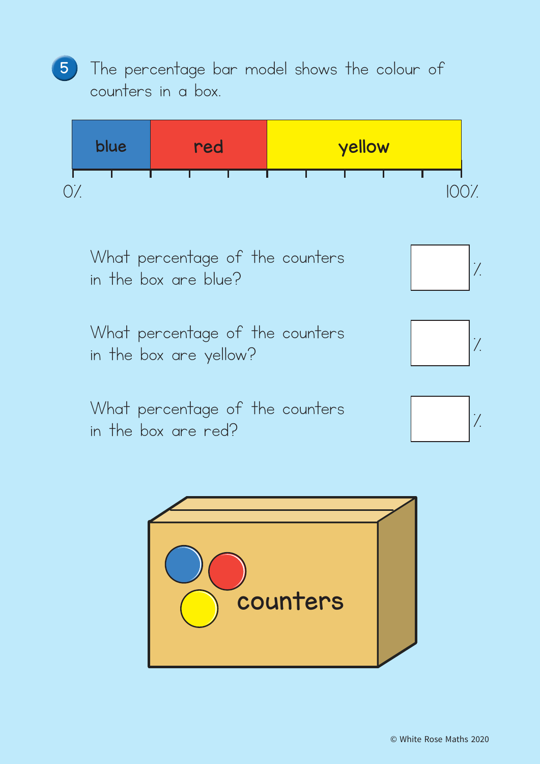**5** The percentage bar model shows the colour of counters in a box.

| blue | red | yellow |
|---|---|---|

0% — 100%

What percentage of the counters in the box are blue? ☐ %

What percentage of the counters in the box are yellow? ☐ %

What percentage of the counters in the box are red? ☐ %

counters

© White Rose Maths 2020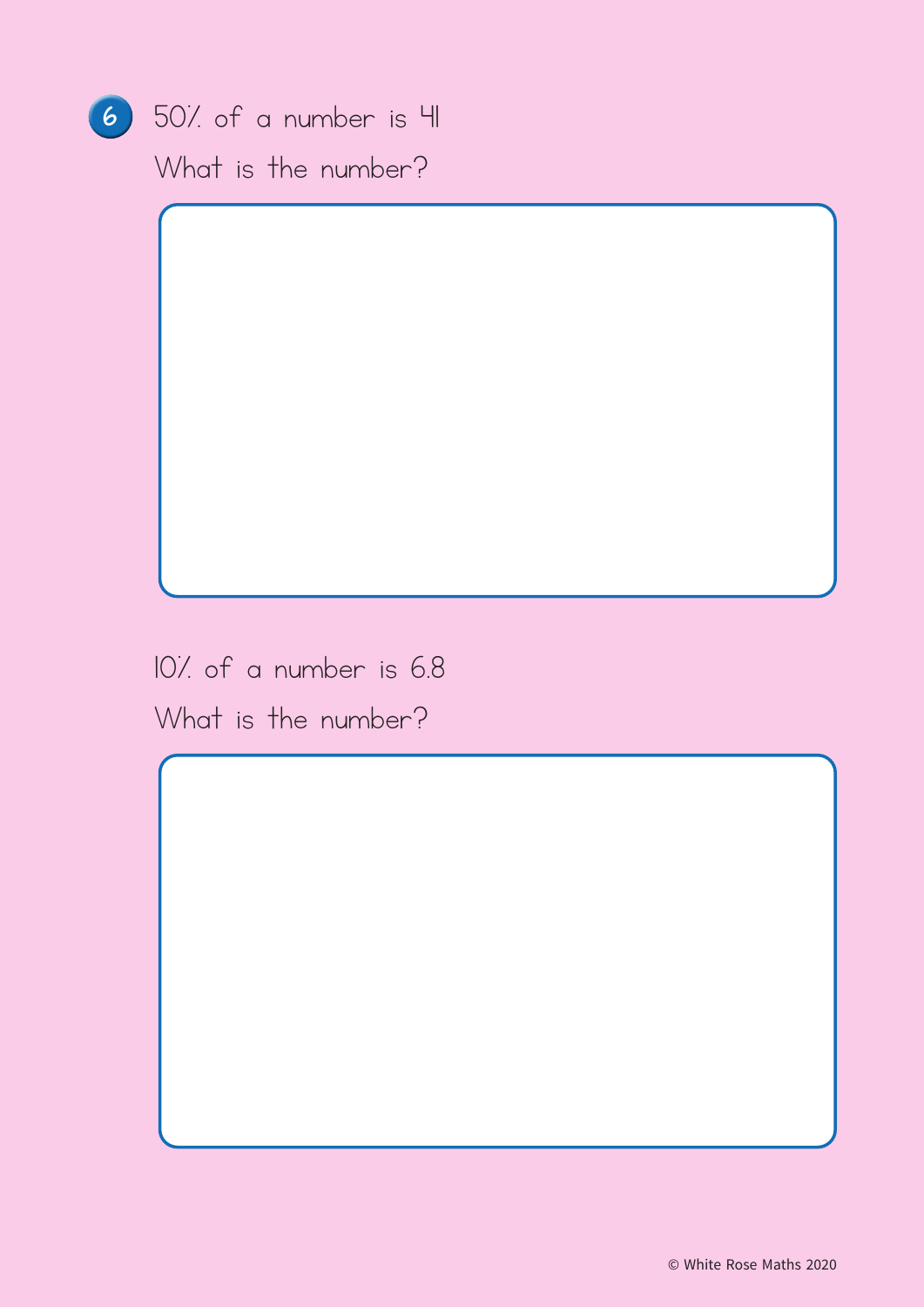6. 50% of a number is 41

What is the number?

10% of a number is 6.8

What is the number?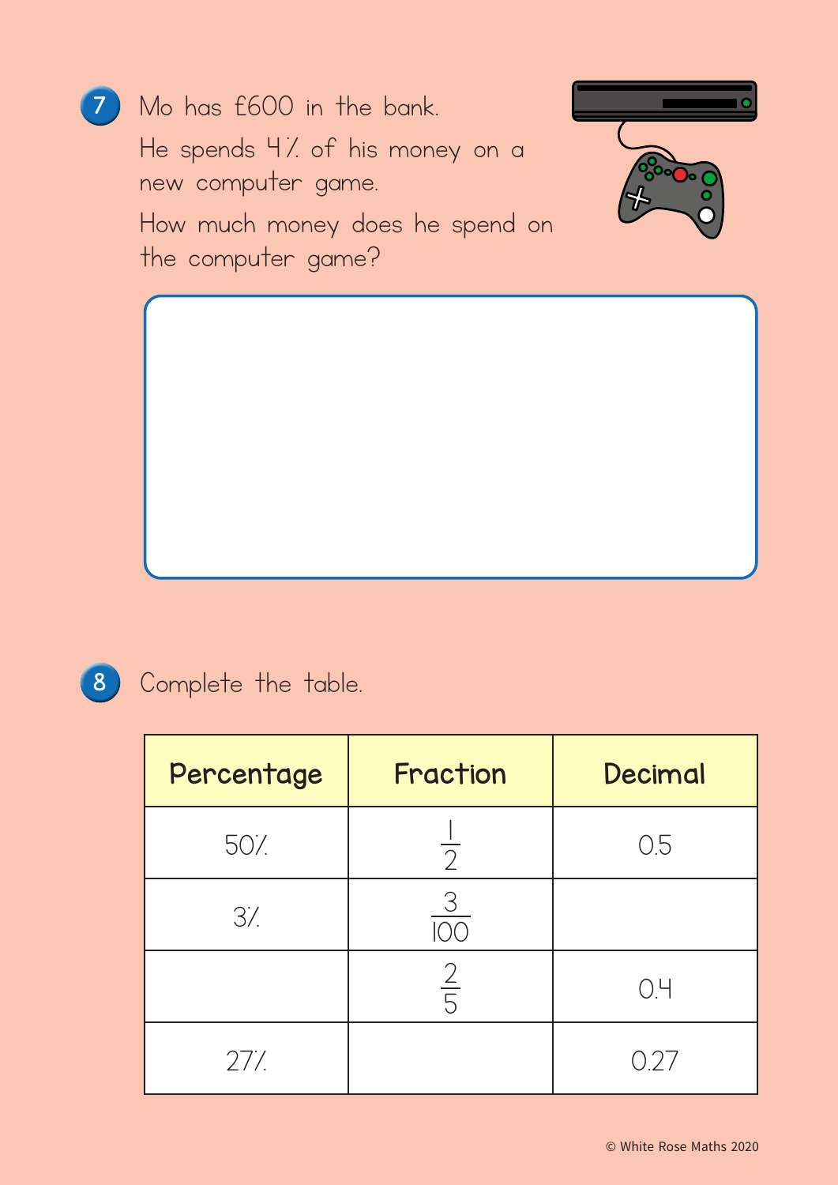7. Mo has £600 in the bank.

He spends 4% of his money on a new computer game.

How much money does he spend on the computer game?

8. Complete the table.

| Percentage | Fraction | Decimal |
| --- | --- | --- |
| 50% | $\frac{1}{2}$ | 0.5 |
| 3% | $\frac{3}{100}$ | |
| | $\frac{2}{5}$ | 0.4 |
| 27% | | 0.27 |

© White Rose Maths 2020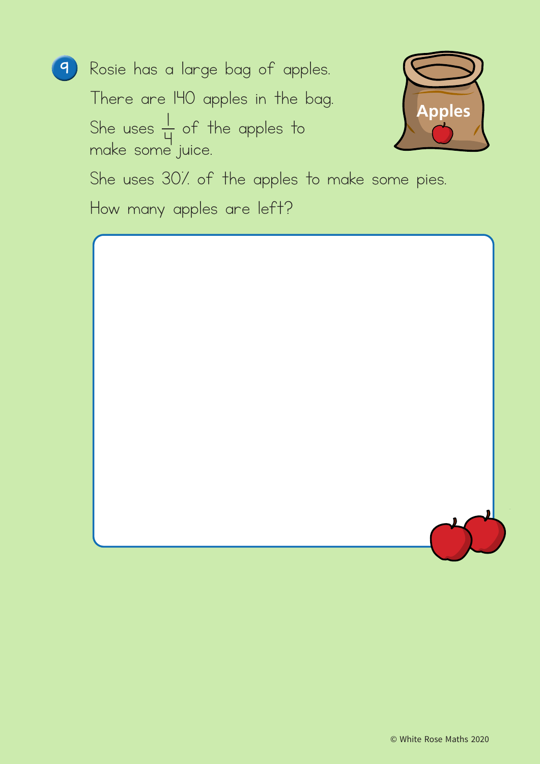9. Rosie has a large bag of apples.

There are 140 apples in the bag.

She uses $\frac{1}{4}$ of the apples to make some juice.

She uses 30% of the apples to make some pies.

How many apples are left?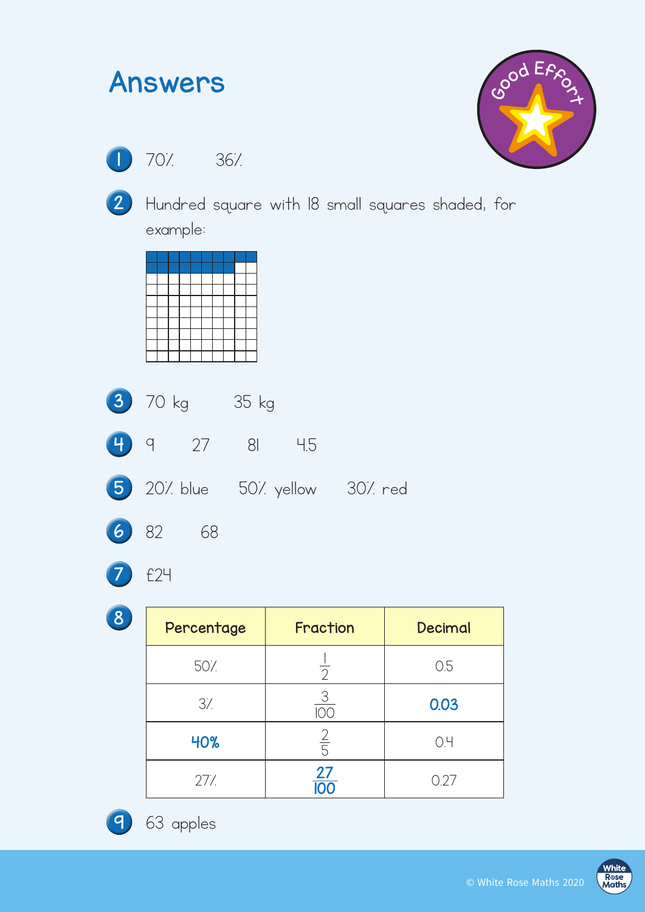# Answers

Good Effort

1. 70%     36%

2. Hundred square with 18 small squares shaded, for example:

3. 70 kg     35 kg

4. 9     27     81     4.5

5. 20% blue     50% yellow     30% red

6. 82     68

7. £24

8. 

| Percentage | Fraction | Decimal |
|---|---|---|
| 50% | $\frac{1}{2}$ | 0.5 |
| 3% | $\frac{3}{100}$ | **0.03** |
| **40%** | $\frac{2}{5}$ | 0.4 |
| 27% | $\frac{27}{100}$ | 0.27 |

9. 63 apples